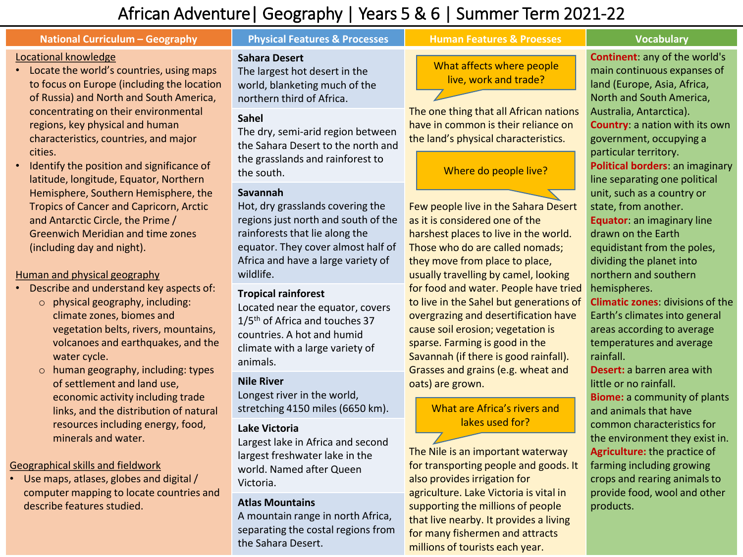# African Adventure| Geography | Years 5 & 6 | Summer Term 2021-22

## National Curriculum – Geography

<u>Locational knowledge</u>

- Locate the world's countries, using maps to focus on Europe (including the location of Russia) and North and South America, concentrating on their environmental regions, key physical and human characteristics, countries, and major cities.
- Identify the position and significance of latitude, longitude, Equator, Northern Hemisphere, Southern Hemisphere, the Tropics of Cancer and Capricorn, Arctic and Antarctic Circle, the Prime / Greenwich Meridian and time zones (including day and night).

<u>Human and physical geography</u>

- Describe and understand key aspects of:
  - physical geography, including: climate zones, biomes and vegetation belts, rivers, mountains, volcanoes and earthquakes, and the water cycle.
  - human geography, including: types of settlement and land use, economic activity including trade links, and the distribution of natural resources including energy, food, minerals and water.

<u>Geographical skills and fieldwork</u>

- Use maps, atlases, globes and digital / computer mapping to locate countries and describe features studied.

## Physical Features & Processes

**Sahara Desert**
The largest hot desert in the world, blanketing much of the northern third of Africa.

**Sahel**
The dry, semi-arid region between the Sahara Desert to the north and the grasslands and rainforest to the south.

**Savannah**
Hot, dry grasslands covering the regions just north and south of the rainforests that lie along the equator. They cover almost half of Africa and have a large variety of wildlife.

**Tropical rainforest**
Located near the equator, covers 1/5th of Africa and touches 37 countries. A hot and humid climate with a large variety of animals.

**Nile River**
Longest river in the world, stretching 4150 miles (6650 km).

**Lake Victoria**
Largest lake in Africa and second largest freshwater lake in the world. Named after Queen Victoria.

**Atlas Mountains**
A mountain range in north Africa, separating the costal regions from the Sahara Desert.

## Human Features & Proesses

**What affects where people live, work and trade?**

The one thing that all African nations have in common is their reliance on the land's physical characteristics.

**Where do people live?**

Few people live in the Sahara Desert as it is considered one of the harshest places to live in the world. Those who do are called nomads; they move from place to place, usually travelling by camel, looking for food and water. People have tried to live in the Sahel but generations of overgrazing and desertification have cause soil erosion; vegetation is sparse. Farming is good in the Savannah (if there is good rainfall). Grasses and grains (e.g. wheat and oats) are grown.

**What are Africa's rivers and lakes used for?**

The Nile is an important waterway for transporting people and goods. It also provides irrigation for agriculture. Lake Victoria is vital in supporting the millions of people that live nearby. It provides a living for many fishermen and attracts millions of tourists each year.

## Vocabulary

**Continent**: any of the world's main continuous expanses of land (Europe, Asia, Africa, North and South America, Australia, Antarctica).

**Country**: a nation with its own government, occupying a particular territory.

**Political borders**: an imaginary line separating one political unit, such as a country or state, from another.

**Equator**: an imaginary line drawn on the Earth equidistant from the poles, dividing the planet into northern and southern hemispheres.

**Climatic zones**: divisions of the Earth's climates into general areas according to average temperatures and average rainfall.

**Desert:** a barren area with little or no rainfall.

**Biome:** a community of plants and animals that have common characteristics for the environment they exist in.

**Agriculture:** the practice of farming including growing crops and rearing animals to provide food, wool and other products.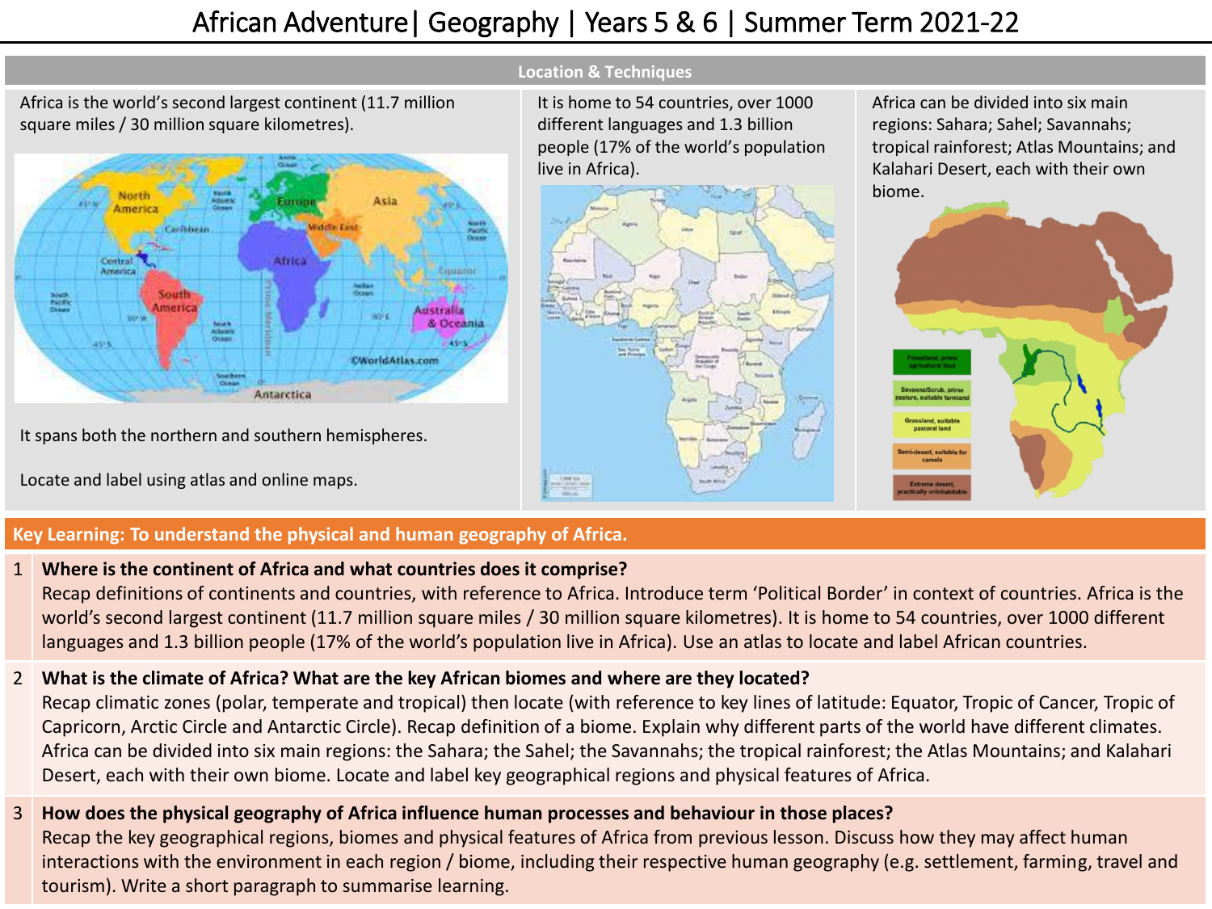# African Adventure| Geography | Years 5 & 6 | Summer Term 2021-22

## Location & Techniques

Africa is the world's second largest continent (11.7 million square miles / 30 million square kilometres).

It spans both the northern and southern hemispheres.

Locate and label using atlas and online maps.

It is home to 54 countries, over 1000 different languages and 1.3 billion people (17% of the world's population live in Africa).

Africa can be divided into six main regions: Sahara; Sahel; Savannahs; tropical rainforest; Atlas Mountains; and Kalahari Desert, each with their own biome.

## Key Learning: To understand the physical and human geography of Africa.

| | |
|---|---|
| 1 | **Where is the continent of Africa and what countries does it comprise?** Recap definitions of continents and countries, with reference to Africa. Introduce term 'Political Border' in context of countries. Africa is the world's second largest continent (11.7 million square miles / 30 million square kilometres). It is home to 54 countries, over 1000 different languages and 1.3 billion people (17% of the world's population live in Africa). Use an atlas to locate and label African countries. |
| 2 | **What is the climate of Africa? What are the key African biomes and where are they located?** Recap climatic zones (polar, temperate and tropical) then locate (with reference to key lines of latitude: Equator, Tropic of Cancer, Tropic of Capricorn, Arctic Circle and Antarctic Circle). Recap definition of a biome. Explain why different parts of the world have different climates. Africa can be divided into six main regions: the Sahara; the Sahel; the Savannahs; the tropical rainforest; the Atlas Mountains; and Kalahari Desert, each with their own biome. Locate and label key geographical regions and physical features of Africa. |
| 3 | **How does the physical geography of Africa influence human processes and behaviour in those places?** Recap the key geographical regions, biomes and physical features of Africa from previous lesson. Discuss how they may affect human interactions with the environment in each region / biome, including their respective human geography (e.g. settlement, farming, travel and tourism). Write a short paragraph to summarise learning. |